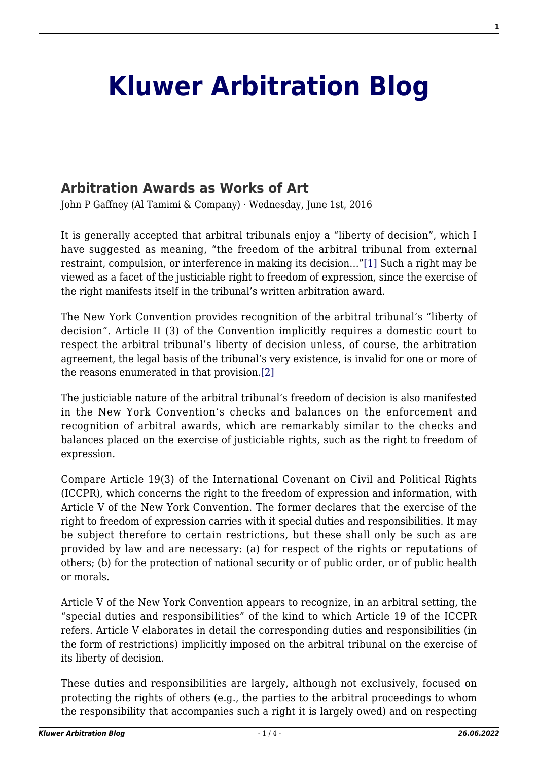# Kluwer Arbitration Blog

## Arbitration Awards as Works of Art

John P Gaffney (Al Tamimi & Company) · Wednesday, June 1st, 2016

It is generally accepted that arbitral tribunals enjoy a "liberty of decision", which I have suggested as meaning, "the freedom of the arbitral tribunal from external restraint, compulsion, or interference in making its decision…"[1] Such a right may be viewed as a facet of the justiciable right to freedom of expression, since the exercise of the right manifests itself in the tribunal's written arbitration award.

The New York Convention provides recognition of the arbitral tribunal's "liberty of decision". Article II (3) of the Convention implicitly requires a domestic court to respect the arbitral tribunal's liberty of decision unless, of course, the arbitration agreement, the legal basis of the tribunal's very existence, is invalid for one or more of the reasons enumerated in that provision.[2]

The justiciable nature of the arbitral tribunal's freedom of decision is also manifested in the New York Convention's checks and balances on the enforcement and recognition of arbitral awards, which are remarkably similar to the checks and balances placed on the exercise of justiciable rights, such as the right to freedom of expression.

Compare Article 19(3) of the International Covenant on Civil and Political Rights (ICCPR), which concerns the right to the freedom of expression and information, with Article V of the New York Convention. The former declares that the exercise of the right to freedom of expression carries with it special duties and responsibilities. It may be subject therefore to certain restrictions, but these shall only be such as are provided by law and are necessary: (a) for respect of the rights or reputations of others; (b) for the protection of national security or of public order, or of public health or morals.

Article V of the New York Convention appears to recognize, in an arbitral setting, the "special duties and responsibilities" of the kind to which Article 19 of the ICCPR refers. Article V elaborates in detail the corresponding duties and responsibilities (in the form of restrictions) implicitly imposed on the arbitral tribunal on the exercise of its liberty of decision.

These duties and responsibilities are largely, although not exclusively, focused on protecting the rights of others (e.g., the parties to the arbitral proceedings to whom the responsibility that accompanies such a right it is largely owed) and on respecting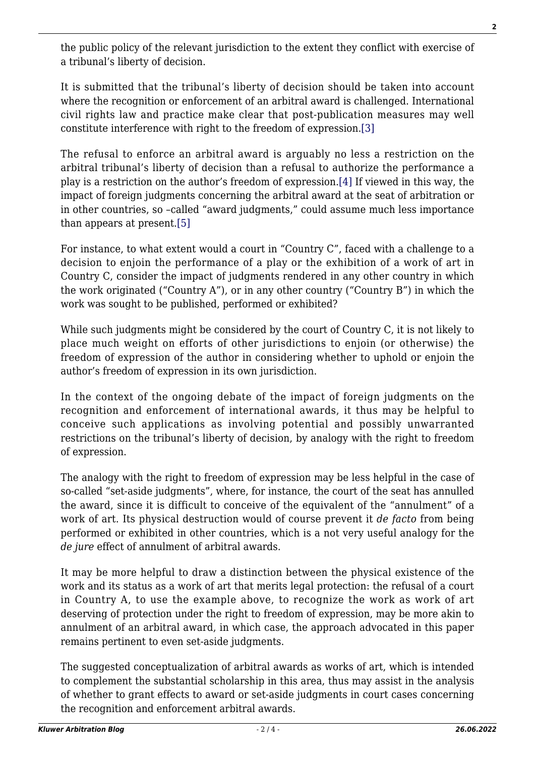the public policy of the relevant jurisdiction to the extent they conflict with exercise of a tribunal's liberty of decision.

It is submitted that the tribunal's liberty of decision should be taken into account where the recognition or enforcement of an arbitral award is challenged. International civil rights law and practice make clear that post-publication measures may well constitute interference with right to the freedom of expression.[3]

The refusal to enforce an arbitral award is arguably no less a restriction on the arbitral tribunal's liberty of decision than a refusal to authorize the performance a play is a restriction on the author's freedom of expression.[4] If viewed in this way, the impact of foreign judgments concerning the arbitral award at the seat of arbitration or in other countries, so –called "award judgments," could assume much less importance than appears at present.[5]

For instance, to what extent would a court in "Country C", faced with a challenge to a decision to enjoin the performance of a play or the exhibition of a work of art in Country C, consider the impact of judgments rendered in any other country in which the work originated ("Country A"), or in any other country ("Country B") in which the work was sought to be published, performed or exhibited?

While such judgments might be considered by the court of Country C, it is not likely to place much weight on efforts of other jurisdictions to enjoin (or otherwise) the freedom of expression of the author in considering whether to uphold or enjoin the author's freedom of expression in its own jurisdiction.

In the context of the ongoing debate of the impact of foreign judgments on the recognition and enforcement of international awards, it thus may be helpful to conceive such applications as involving potential and possibly unwarranted restrictions on the tribunal's liberty of decision, by analogy with the right to freedom of expression.

The analogy with the right to freedom of expression may be less helpful in the case of so-called "set-aside judgments", where, for instance, the court of the seat has annulled the award, since it is difficult to conceive of the equivalent of the "annulment" of a work of art. Its physical destruction would of course prevent it *de facto* from being performed or exhibited in other countries, which is a not very useful analogy for the *de jure* effect of annulment of arbitral awards.

It may be more helpful to draw a distinction between the physical existence of the work and its status as a work of art that merits legal protection: the refusal of a court in Country A, to use the example above, to recognize the work as work of art deserving of protection under the right to freedom of expression, may be more akin to annulment of an arbitral award, in which case, the approach advocated in this paper remains pertinent to even set-aside judgments.

The suggested conceptualization of arbitral awards as works of art, which is intended to complement the substantial scholarship in this area, thus may assist in the analysis of whether to grant effects to award or set-aside judgments in court cases concerning the recognition and enforcement arbitral awards.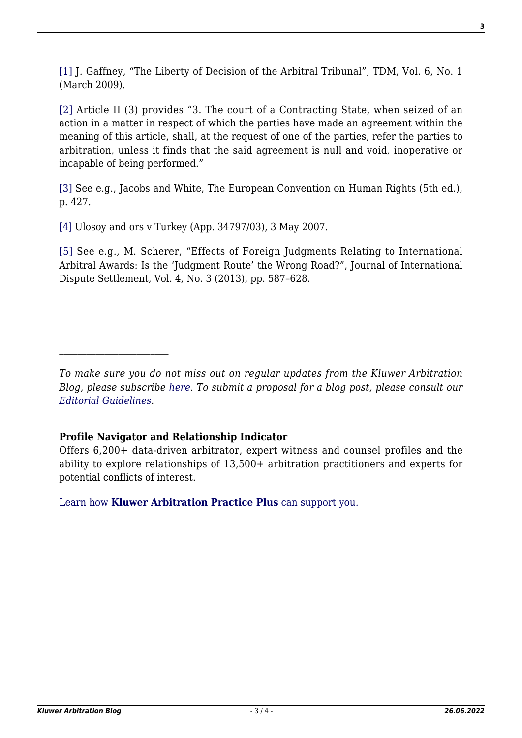[1] J. Gaffney, “The Liberty of Decision of the Arbitral Tribunal”, TDM, Vol. 6, No. 1 (March 2009).

[2] Article II (3) provides “3. The court of a Contracting State, when seized of an action in a matter in respect of which the parties have made an agreement within the meaning of this article, shall, at the request of one of the parties, refer the parties to arbitration, unless it finds that the said agreement is null and void, inoperative or incapable of being performed.”

[3] See e.g., Jacobs and White, The European Convention on Human Rights (5th ed.), p. 427.

[4] Ulosoy and ors v Turkey (App. 34797/03), 3 May 2007.

[5] See e.g., M. Scherer, “Effects of Foreign Judgments Relating to International Arbitral Awards: Is the ‘Judgment Route’ the Wrong Road?”, Journal of International Dispute Settlement, Vol. 4, No. 3 (2013), pp. 587–628.

---

*To make sure you do not miss out on regular updates from the Kluwer Arbitration Blog, please subscribe here. To submit a proposal for a blog post, please consult our Editorial Guidelines.*

**Profile Navigator and Relationship Indicator**

Offers 6,200+ data-driven arbitrator, expert witness and counsel profiles and the ability to explore relationships of 13,500+ arbitration practitioners and experts for potential conflicts of interest.

Learn how **Kluwer Arbitration Practice Plus** can support you.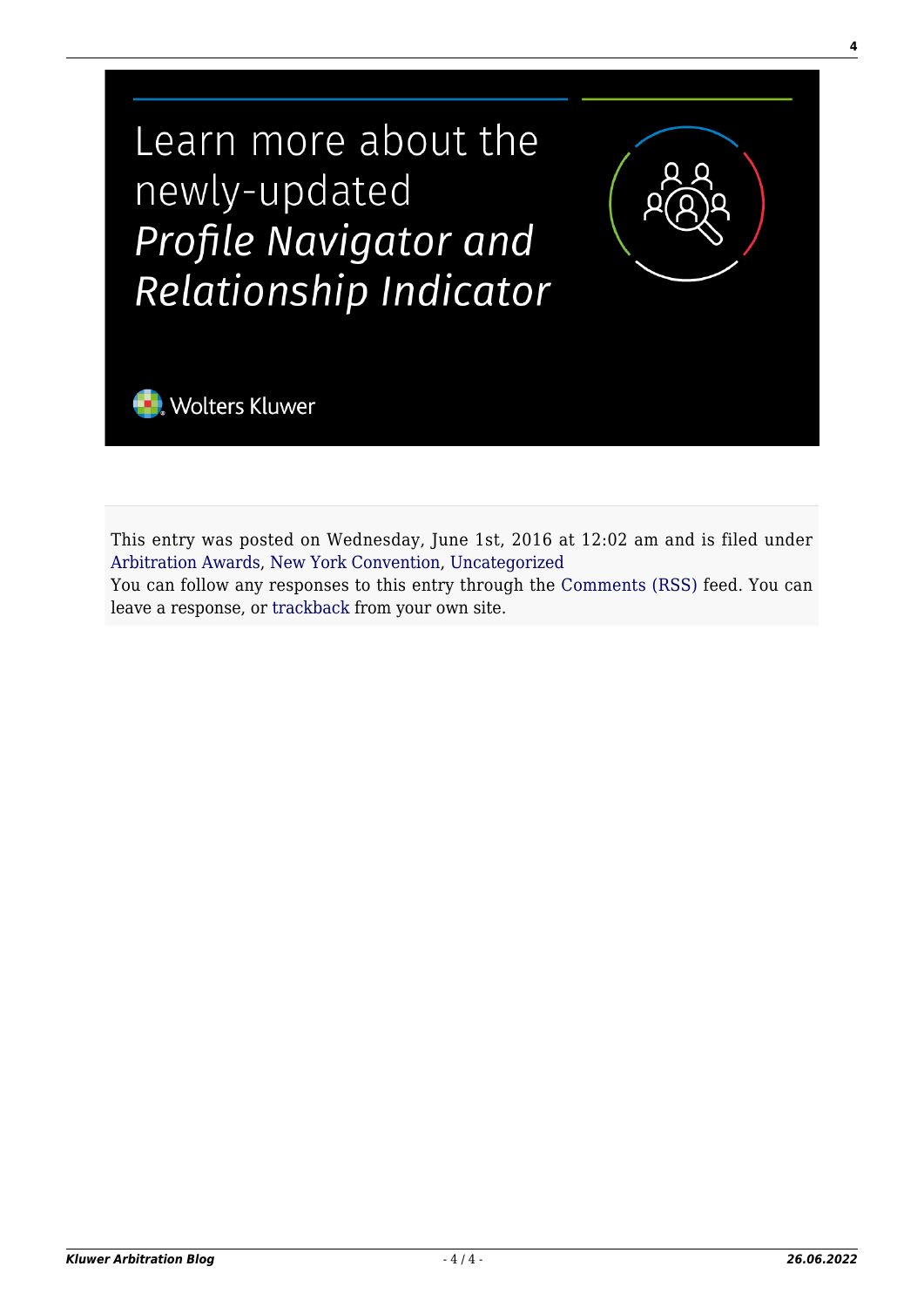Learn more about the newly-updated *Profile Navigator and Relationship Indicator*

Wolters Kluwer

This entry was posted on Wednesday, June 1st, 2016 at 12:02 am and is filed under Arbitration Awards, New York Convention, Uncategorized
You can follow any responses to this entry through the Comments (RSS) feed. You can leave a response, or trackback from your own site.